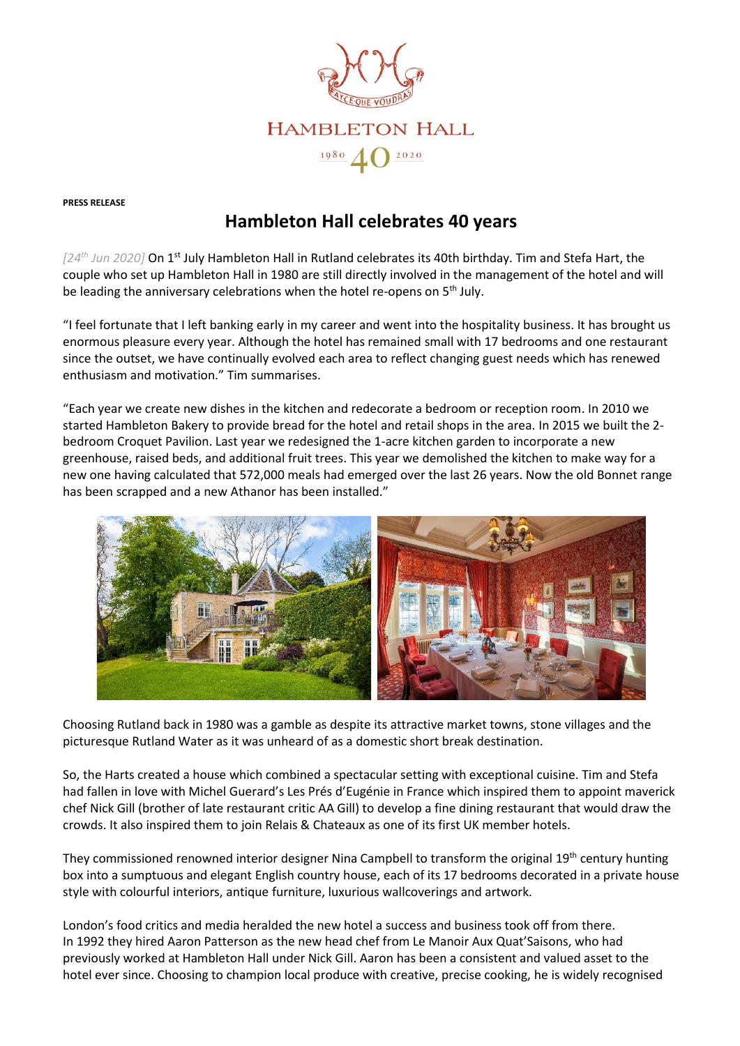HAMBLETON HALL

1980 40 2020

**PRESS RELEASE**

# Hambleton Hall celebrates 40 years

*[24th Jun 2020]* On 1st July Hambleton Hall in Rutland celebrates its 40th birthday. Tim and Stefa Hart, the couple who set up Hambleton Hall in 1980 are still directly involved in the management of the hotel and will be leading the anniversary celebrations when the hotel re-opens on 5th July.

"I feel fortunate that I left banking early in my career and went into the hospitality business. It has brought us enormous pleasure every year. Although the hotel has remained small with 17 bedrooms and one restaurant since the outset, we have continually evolved each area to reflect changing guest needs which has renewed enthusiasm and motivation." Tim summarises.

"Each year we create new dishes in the kitchen and redecorate a bedroom or reception room. In 2010 we started Hambleton Bakery to provide bread for the hotel and retail shops in the area. In 2015 we built the 2-bedroom Croquet Pavilion. Last year we redesigned the 1-acre kitchen garden to incorporate a new greenhouse, raised beds, and additional fruit trees. This year we demolished the kitchen to make way for a new one having calculated that 572,000 meals had emerged over the last 26 years. Now the old Bonnet range has been scrapped and a new Athanor has been installed."

Choosing Rutland back in 1980 was a gamble as despite its attractive market towns, stone villages and the picturesque Rutland Water as it was unheard of as a domestic short break destination.

So, the Harts created a house which combined a spectacular setting with exceptional cuisine. Tim and Stefa had fallen in love with Michel Guerard's Les Prés d'Eugénie in France which inspired them to appoint maverick chef Nick Gill (brother of late restaurant critic AA Gill) to develop a fine dining restaurant that would draw the crowds. It also inspired them to join Relais & Chateaux as one of its first UK member hotels.

They commissioned renowned interior designer Nina Campbell to transform the original 19th century hunting box into a sumptuous and elegant English country house, each of its 17 bedrooms decorated in a private house style with colourful interiors, antique furniture, luxurious wallcoverings and artwork.

London's food critics and media heralded the new hotel a success and business took off from there.
In 1992 they hired Aaron Patterson as the new head chef from Le Manoir Aux Quat'Saisons, who had previously worked at Hambleton Hall under Nick Gill. Aaron has been a consistent and valued asset to the hotel ever since. Choosing to champion local produce with creative, precise cooking, he is widely recognised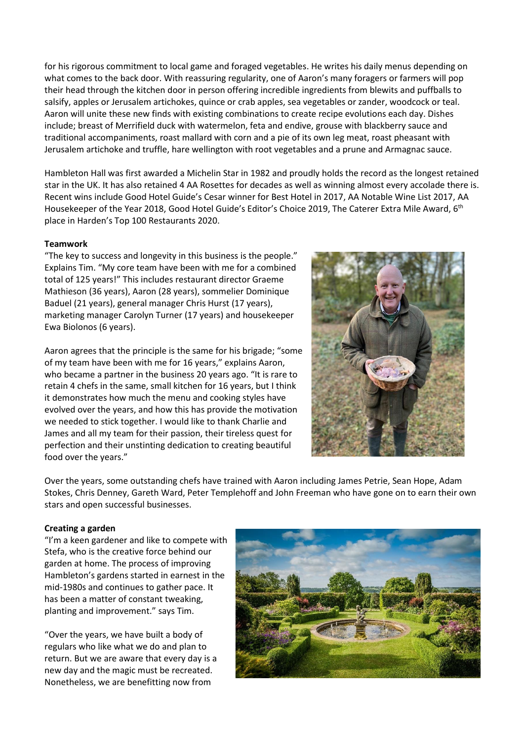for his rigorous commitment to local game and foraged vegetables. He writes his daily menus depending on what comes to the back door. With reassuring regularity, one of Aaron's many foragers or farmers will pop their head through the kitchen door in person offering incredible ingredients from blewits and puffballs to salsify, apples or Jerusalem artichokes, quince or crab apples, sea vegetables or zander, woodcock or teal. Aaron will unite these new finds with existing combinations to create recipe evolutions each day. Dishes include; breast of Merrifield duck with watermelon, feta and endive, grouse with blackberry sauce and traditional accompaniments, roast mallard with corn and a pie of its own leg meat, roast pheasant with Jerusalem artichoke and truffle, hare wellington with root vegetables and a prune and Armagnac sauce.

Hambleton Hall was first awarded a Michelin Star in 1982 and proudly holds the record as the longest retained star in the UK. It has also retained 4 AA Rosettes for decades as well as winning almost every accolade there is. Recent wins include Good Hotel Guide's Cesar winner for Best Hotel in 2017, AA Notable Wine List 2017, AA Housekeeper of the Year 2018, Good Hotel Guide's Editor's Choice 2019, The Caterer Extra Mile Award, 6th place in Harden's Top 100 Restaurants 2020.

**Teamwork**

"The key to success and longevity in this business is the people." Explains Tim. "My core team have been with me for a combined total of 125 years!" This includes restaurant director Graeme Mathieson (36 years), Aaron (28 years), sommelier Dominique Baduel (21 years), general manager Chris Hurst (17 years), marketing manager Carolyn Turner (17 years) and housekeeper Ewa Biolonos (6 years).

Aaron agrees that the principle is the same for his brigade; "some of my team have been with me for 16 years," explains Aaron, who became a partner in the business 20 years ago. "It is rare to retain 4 chefs in the same, small kitchen for 16 years, but I think it demonstrates how much the menu and cooking styles have evolved over the years, and how this has provide the motivation we needed to stick together. I would like to thank Charlie and James and all my team for their passion, their tireless quest for perfection and their unstinting dedication to creating beautiful food over the years."

Over the years, some outstanding chefs have trained with Aaron including James Petrie, Sean Hope, Adam Stokes, Chris Denney, Gareth Ward, Peter Templehoff and John Freeman who have gone on to earn their own stars and open successful businesses.

**Creating a garden**

"I'm a keen gardener and like to compete with Stefa, who is the creative force behind our garden at home. The process of improving Hambleton's gardens started in earnest in the mid-1980s and continues to gather pace. It has been a matter of constant tweaking, planting and improvement." says Tim.

"Over the years, we have built a body of regulars who like what we do and plan to return. But we are aware that every day is a new day and the magic must be recreated. Nonetheless, we are benefitting now from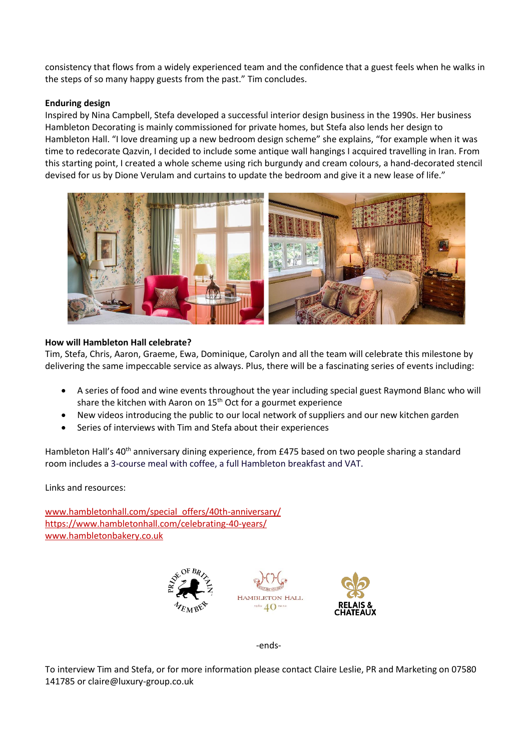consistency that flows from a widely experienced team and the confidence that a guest feels when he walks in the steps of so many happy guests from the past." Tim concludes.

**Enduring design**

Inspired by Nina Campbell, Stefa developed a successful interior design business in the 1990s. Her business Hambleton Decorating is mainly commissioned for private homes, but Stefa also lends her design to Hambleton Hall. "I love dreaming up a new bedroom design scheme" she explains, "for example when it was time to redecorate Qazvin, I decided to include some antique wall hangings I acquired travelling in Iran. From this starting point, I created a whole scheme using rich burgundy and cream colours, a hand-decorated stencil devised for us by Dione Verulam and curtains to update the bedroom and give it a new lease of life."

**How will Hambleton Hall celebrate?**

Tim, Stefa, Chris, Aaron, Graeme, Ewa, Dominique, Carolyn and all the team will celebrate this milestone by delivering the same impeccable service as always. Plus, there will be a fascinating series of events including:

- A series of food and wine events throughout the year including special guest Raymond Blanc who will share the kitchen with Aaron on 15th Oct for a gourmet experience
- New videos introducing the public to our local network of suppliers and our new kitchen garden
- Series of interviews with Tim and Stefa about their experiences

Hambleton Hall's 40th anniversary dining experience, from £475 based on two people sharing a standard room includes a 3-course meal with coffee, a full Hambleton breakfast and VAT.

Links and resources:

www.hambletonhall.com/special_offers/40th-anniversary/
https://www.hambletonhall.com/celebrating-40-years/
www.hambletonbakery.co.uk

-ends-

To interview Tim and Stefa, or for more information please contact Claire Leslie, PR and Marketing on 07580 141785 or claire@luxury-group.co.uk